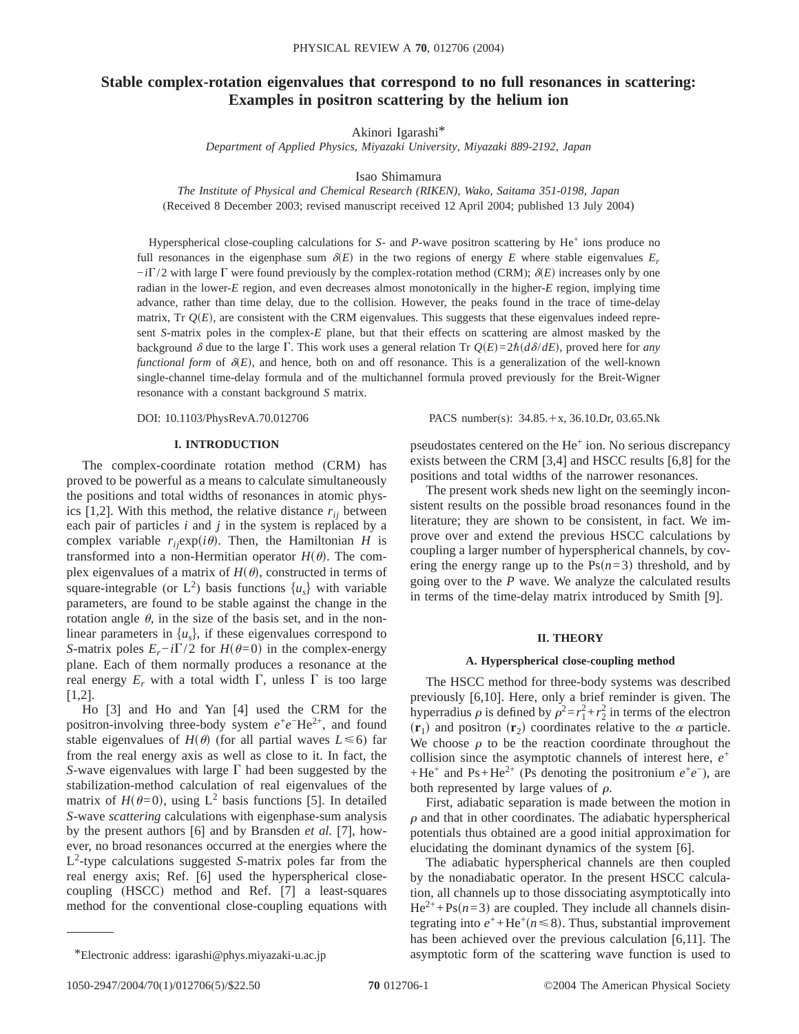# Stable complex-rotation eigenvalues that correspond to no full resonances in scattering: Examples in positron scattering by the helium ion

Akinori Igarashi*

*Department of Applied Physics, Miyazaki University, Miyazaki 889-2192, Japan*

Isao Shimamura

*The Institute of Physical and Chemical Research (RIKEN), Wako, Saitama 351-0198, Japan*

(Received 8 December 2003; revised manuscript received 12 April 2004; published 13 July 2004)

Hyperspherical close-coupling calculations for *S*- and *P*-wave positron scattering by $\mathrm{He}^+$ ions produce no full resonances in the eigenphase sum $\delta(E)$ in the two regions of energy $E$ where stable eigenvalues $E_r - i\Gamma/2$ with large $\Gamma$ were found previously by the complex-rotation method (CRM); $\delta(E)$ increases only by one radian in the lower-$E$ region, and even decreases almost monotonically in the higher-$E$ region, implying time advance, rather than time delay, due to the collision. However, the peaks found in the trace of time-delay matrix, Tr $Q(E)$, are consistent with the CRM eigenvalues. This suggests that these eigenvalues indeed represent *S*-matrix poles in the complex-$E$ plane, but that their effects on scattering are almost masked by the background $\delta$ due to the large $\Gamma$. This work uses a general relation Tr $Q(E) = 2\hbar(d\delta/dE)$, proved here for *any functional form* of $\delta(E)$, and hence, both on and off resonance. This is a generalization of the well-known single-channel time-delay formula and of the multichannel formula proved previously for the Breit-Wigner resonance with a constant background *S* matrix.

DOI: 10.1103/PhysRevA.70.012706 PACS number(s): 34.85.+x, 36.10.Dr, 03.65.Nk

## I. INTRODUCTION

The complex-coordinate rotation method (CRM) has proved to be powerful as a means to calculate simultaneously the positions and total widths of resonances in atomic physics [1,2]. With this method, the relative distance $r_{ij}$ between each pair of particles $i$ and $j$ in the system is replaced by a complex variable $r_{ij}\exp(i\theta)$. Then, the Hamiltonian $H$ is transformed into a non-Hermitian operator $H(\theta)$. The complex eigenvalues of a matrix of $H(\theta)$, constructed in terms of square-integrable (or $\mathrm{L}^2$) basis functions $\{u_s\}$ with variable parameters, are found to be stable against the change in the rotation angle $\theta$, in the size of the basis set, and in the nonlinear parameters in $\{u_s\}$, if these eigenvalues correspond to *S*-matrix poles $E_r - i\Gamma/2$ for $H(\theta=0)$ in the complex-energy plane. Each of them normally produces a resonance at the real energy $E_r$ with a total width $\Gamma$, unless $\Gamma$ is too large [1,2].

Ho [3] and Ho and Yan [4] used the CRM for the positron-involving three-body system $e^+e^-\mathrm{He}^{2+}$, and found stable eigenvalues of $H(\theta)$ (for all partial waves $L \leqslant 6$) far from the real energy axis as well as close to it. In fact, the *S*-wave eigenvalues with large $\Gamma$ had been suggested by the stabilization-method calculation of real eigenvalues of the matrix of $H(\theta=0)$, using $\mathrm{L}^2$ basis functions [5]. In detailed *S*-wave *scattering* calculations with eigenphase-sum analysis by the present authors [6] and by Bransden *et al.* [7], however, no broad resonances occurred at the energies where the $\mathrm{L}^2$-type calculations suggested *S*-matrix poles far from the real energy axis; Ref. [6] used the hyperspherical close-coupling (HSCC) method and Ref. [7] a least-squares method for the conventional close-coupling equations with pseudostates centered on the $\mathrm{He}^+$ ion. No serious discrepancy exists between the CRM [3,4] and HSCC results [6,8] for the positions and total widths of the narrower resonances.

The present work sheds new light on the seemingly inconsistent results on the possible broad resonances found in the literature; they are shown to be consistent, in fact. We improve over and extend the previous HSCC calculations by coupling a larger number of hyperspherical channels, by covering the energy range up to the $\mathrm{Ps}(n=3)$ threshold, and by going over to the *P* wave. We analyze the calculated results in terms of the time-delay matrix introduced by Smith [9].

## II. THEORY

### A. Hyperspherical close-coupling method

The HSCC method for three-body systems was described previously [6,10]. Here, only a brief reminder is given. The hyperradius $\rho$ is defined by $\rho^2 = r_1^2 + r_2^2$ in terms of the electron ($\mathbf{r}_1$) and positron ($\mathbf{r}_2$) coordinates relative to the $\alpha$ particle. We choose $\rho$ to be the reaction coordinate throughout the collision since the asymptotic channels of interest here, $e^+ + \mathrm{He}^+$ and $\mathrm{Ps} + \mathrm{He}^{2+}$ (Ps denoting the positronium $e^+e^-$), are both represented by large values of $\rho$.

First, adiabatic separation is made between the motion in $\rho$ and that in other coordinates. The adiabatic hyperspherical potentials thus obtained are a good initial approximation for elucidating the dominant dynamics of the system [6].

The adiabatic hyperspherical channels are then coupled by the nonadiabatic operator. In the present HSCC calculation, all channels up to those dissociating asymptotically into $\mathrm{He}^{2+} + \mathrm{Ps}(n=3)$ are coupled. They include all channels disintegrating into $e^+ + \mathrm{He}^+(n \leqslant 8)$. Thus, substantial improvement has been achieved over the previous calculation [6,11]. The asymptotic form of the scattering wave function is used to

*Electronic address: igarashi@phys.miyazaki-u.ac.jp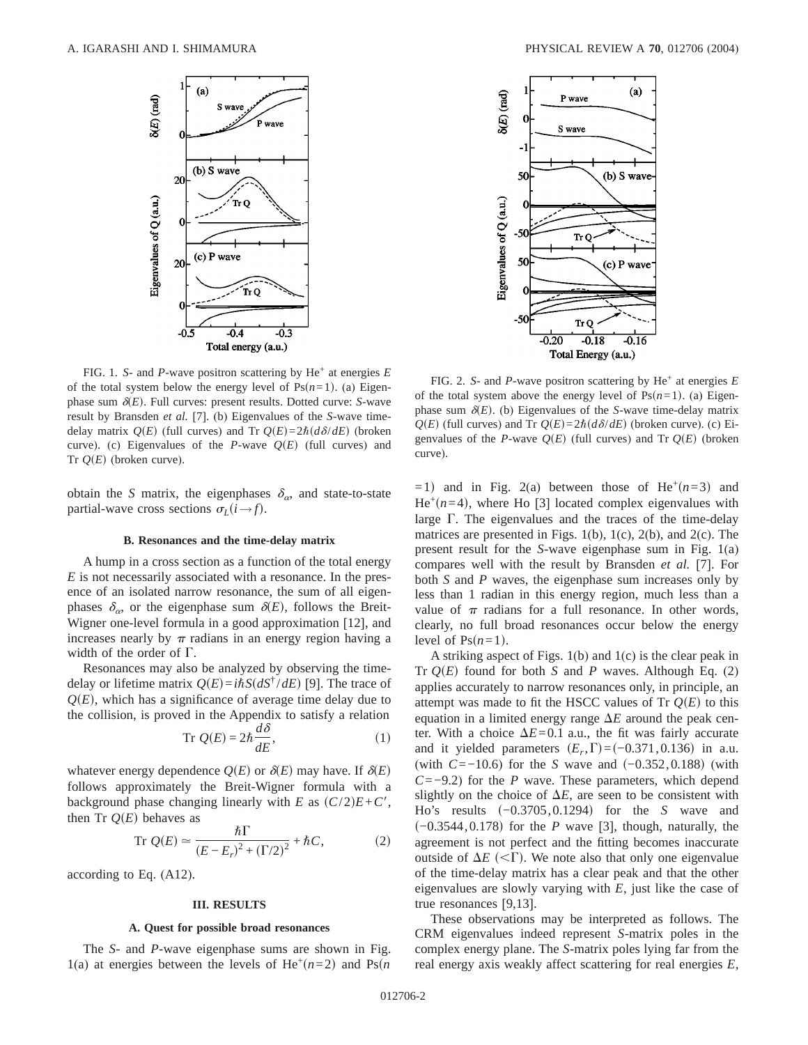FIG. 1. *S*- and *P*-wave positron scattering by $He^+$ at energies $E$ of the total system below the energy level of Ps($n$=1). (a) Eigenphase sum $\delta(E)$. Full curves: present results. Dotted curve: *S*-wave result by Bransden *et al.* [7]. (b) Eigenvalues of the *S*-wave time-delay matrix $Q(E)$ (full curves) and Tr $Q(E)=2\hbar(d\delta/dE)$ (broken curve). (c) Eigenvalues of the *P*-wave $Q(E)$ (full curves) and Tr $Q(E)$ (broken curve).

FIG. 2. *S*- and *P*-wave positron scattering by $He^+$ at energies $E$ of the total system above the energy level of Ps($n$=1). (a) Eigenphase sum $\delta(E)$. (b) Eigenvalues of the *S*-wave time-delay matrix $Q(E)$ (full curves) and Tr $Q(E)=2\hbar(d\delta/dE)$ (broken curve). (c) Eigenvalues of the *P*-wave $Q(E)$ (full curves) and Tr $Q(E)$ (broken curve).

obtain the *S* matrix, the eigenphases $\delta_\alpha$, and state-to-state partial-wave cross sections $\sigma_L(i\to f)$.

### B. Resonances and the time-delay matrix

A hump in a cross section as a function of the total energy $E$ is not necessarily associated with a resonance. In the presence of an isolated narrow resonance, the sum of all eigenphases $\delta_\alpha$, or the eigenphase sum $\delta(E)$, follows the Breit-Wigner one-level formula in a good approximation [12], and increases nearly by $\pi$ radians in an energy region having a width of the order of $\Gamma$.

Resonances may also be analyzed by observing the time-delay or lifetime matrix $Q(E)=i\hbar S(dS^\dagger/dE)$ [9]. The trace of $Q(E)$, which has a significance of average time delay due to the collision, is proved in the Appendix to satisfy a relation

$$\text{Tr } Q(E) = 2\hbar\frac{d\delta}{dE}, \tag{1}$$

whatever energy dependence $Q(E)$ or $\delta(E)$ may have. If $\delta(E)$ follows approximately the Breit-Wigner formula with a background phase changing linearly with $E$ as $(C/2)E+C'$, then Tr $Q(E)$ behaves as

$$\text{Tr } Q(E) \simeq \frac{\hbar\Gamma}{(E-E_r)^2+(\Gamma/2)^2}+\hbar C, \tag{2}$$

according to Eq. (A12).

## III. RESULTS

### A. Quest for possible broad resonances

The *S*- and *P*-wave eigenphase sums are shown in Fig. 1(a) at energies between the levels of $He^+(n=2)$ and Ps($n$=1) and in Fig. 2(a) between those of $He^+(n=3)$ and $He^+(n=4)$, where Ho [3] located complex eigenvalues with large $\Gamma$. The eigenvalues and the traces of the time-delay matrices are presented in Figs. 1(b), 1(c), 2(b), and 2(c). The present result for the *S*-wave eigenphase sum in Fig. 1(a) compares well with the result by Bransden *et al.* [7]. For both *S* and *P* waves, the eigenphase sum increases only by less than 1 radian in this energy region, much less than a value of $\pi$ radians for a full resonance. In other words, clearly, no full broad resonances occur below the energy level of Ps($n$=1).

A striking aspect of Figs. 1(b) and 1(c) is the clear peak in Tr $Q(E)$ found for both *S* and *P* waves. Although Eq. (2) applies accurately to narrow resonances only, in principle, an attempt was made to fit the HSCC values of Tr $Q(E)$ to this equation in a limited energy range $\Delta E$ around the peak center. With a choice $\Delta E$=0.1 a.u., the fit was fairly accurate and it yielded parameters $(E_r,\Gamma)=(-0.371,0.136)$ in a.u. (with $C=-10.6$) for the *S* wave and $(-0.352,0.188)$ (with $C=-9.2$) for the *P* wave. These parameters, which depend slightly on the choice of $\Delta E$, are seen to be consistent with Ho's results $(-0.3705,0.1294)$ for the *S* wave and $(-0.3544,0.178)$ for the *P* wave [3], though, naturally, the agreement is not perfect and the fitting becomes inaccurate outside of $\Delta E$ ($<\Gamma$). We note also that only one eigenvalue of the time-delay matrix has a clear peak and that the other eigenvalues are slowly varying with $E$, just like the case of true resonances [9,13].

These observations may be interpreted as follows. The CRM eigenvalues indeed represent *S*-matrix poles in the complex energy plane. The *S*-matrix poles lying far from the real energy axis weakly affect scattering for real energies $E$,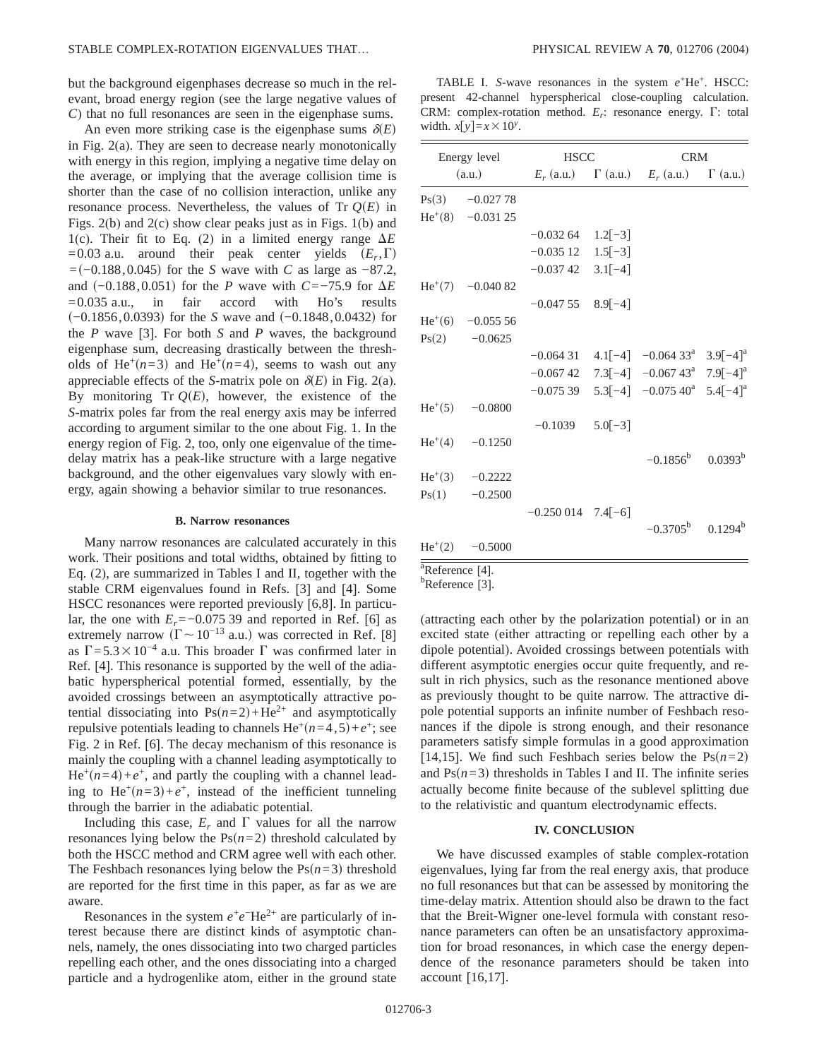but the background eigenphases decrease so much in the relevant, broad energy region (see the large negative values of $C$) that no full resonances are seen in the eigenphase sums.

An even more striking case is the eigenphase sums $\delta(E)$ in Fig. 2(a). They are seen to decrease nearly monotonically with energy in this region, implying a negative time delay on the average, or implying that the average collision time is shorter than the case of no collision interaction, unlike any resonance process. Nevertheless, the values of Tr $Q(E)$ in Figs. 2(b) and 2(c) show clear peaks just as in Figs. 1(b) and 1(c). Their fit to Eq. (2) in a limited energy range $\Delta E = 0.03$ a.u. around their peak center yields $(E_r, \Gamma) = (-0.188, 0.045)$ for the $S$ wave with $C$ as large as $-87.2$, and $(-0.188, 0.051)$ for the $P$ wave with $C = -75.9$ for $\Delta E = 0.035$ a.u., in fair accord with Ho's results $(-0.1856, 0.0393)$ for the $S$ wave and $(-0.1848, 0.0432)$ for the $P$ wave [3]. For both $S$ and $P$ waves, the background eigenphase sum, decreasing drastically between the thresholds of $He^+(n=3)$ and $He^+(n=4)$, seems to wash out any appreciable effects of the $S$-matrix pole on $\delta(E)$ in Fig. 2(a). By monitoring Tr $Q(E)$, however, the existence of the $S$-matrix poles far from the real energy axis may be inferred according to argument similar to the one about Fig. 1. In the energy region of Fig. 2, too, only one eigenvalue of the time-delay matrix has a peak-like structure with a large negative background, and the other eigenvalues vary slowly with energy, again showing a behavior similar to true resonances.

### B. Narrow resonances

Many narrow resonances are calculated accurately in this work. Their positions and total widths, obtained by fitting to Eq. (2), are summarized in Tables I and II, together with the stable CRM eigenvalues found in Refs. [3] and [4]. Some HSCC resonances were reported previously [6,8]. In particular, the one with $E_r = -0.075\,39$ and reported in Ref. [6] as extremely narrow ($\Gamma \sim 10^{-13}$ a.u.) was corrected in Ref. [8] as $\Gamma = 5.3 \times 10^{-4}$ a.u. This broader $\Gamma$ was confirmed later in Ref. [4]. This resonance is supported by the well of the adiabatic hyperspherical potential formed, essentially, by the avoided crossings between an asymptotically attractive potential dissociating into $Ps(n=2) + He^{2+}$ and asymptotically repulsive potentials leading to channels $He^+(n=4,5) + e^+$; see Fig. 2 in Ref. [6]. The decay mechanism of this resonance is mainly the coupling with a channel leading asymptotically to $He^+(n=4) + e^+$, and partly the coupling with a channel leading to $He^+(n=3) + e^+$, instead of the inefficient tunneling through the barrier in the adiabatic potential.

Including this case, $E_r$ and $\Gamma$ values for all the narrow resonances lying below the $Ps(n=2)$ threshold calculated by both the HSCC method and CRM agree well with each other. The Feshbach resonances lying below the $Ps(n=3)$ threshold are reported for the first time in this paper, as far as we are aware.

Resonances in the system $e^+e^-He^{2+}$ are particularly of interest because there are distinct kinds of asymptotic channels, namely, the ones dissociating into two charged particles repelling each other, and the ones dissociating into a charged particle and a hydrogenlike atom, either in the ground state (attracting each other by the polarization potential) or in an excited state (either attracting or repelling each other by a dipole potential). Avoided crossings between potentials with different asymptotic energies occur quite frequently, and result in rich physics, such as the resonance mentioned above as previously thought to be quite narrow. The attractive dipole potential supports an infinite number of Feshbach resonances if the dipole is strong enough, and their resonance parameters satisfy simple formulas in a good approximation [14,15]. We find such Feshbach series below the $Ps(n=2)$ and $Ps(n=3)$ thresholds in Tables I and II. The infinite series actually become finite because of the sublevel splitting due to the relativistic and quantum electrodynamic effects.

TABLE I. $S$-wave resonances in the system $e^+He^+$. HSCC: present 42-channel hyperspherical close-coupling calculation. CRM: complex-rotation method. $E_r$: resonance energy. $\Gamma$: total width. $x[y] = x \times 10^y$.

| Energy level (a.u.) | | HSCC | | CRM | |
|---|---|---|---|---|---|
| | | $E_r$ (a.u.) | $\Gamma$ (a.u.) | $E_r$ (a.u.) | $\Gamma$ (a.u.) |
| Ps(3) | −0.027 78 | | | | |
| $He^+(8)$ | −0.031 25 | | | | |
| | | −0.032 64 | 1.2[−3] | | |
| | | −0.035 12 | 1.5[−3] | | |
| | | −0.037 42 | 3.1[−4] | | |
| $He^+(7)$ | −0.040 82 | | | | |
| | | −0.047 55 | 8.9[−4] | | |
| $He^+(6)$ | −0.055 56 | | | | |
| Ps(2) | −0.0625 | | | | |
| | | −0.064 31 | 4.1[−4] | −0.064 33[a] | 3.9[−4][a] |
| | | −0.067 42 | 7.3[−4] | −0.067 43[a] | 7.9[−4][a] |
| | | −0.075 39 | 5.3[−4] | −0.075 40[a] | 5.4[−4][a] |
| $He^+(5)$ | −0.0800 | | | | |
| | | −0.1039 | 5.0[−3] | | |
| $He^+(4)$ | −0.1250 | | | | |
| | | | | −0.1856[b] | 0.0393[b] |
| $He^+(3)$ | −0.2222 | | | | |
| Ps(1) | −0.2500 | | | | |
| | | −0.250 014 | 7.4[−6] | | |
| | | | | −0.3705[b] | 0.1294[b] |
| $He^+(2)$ | −0.5000 | | | | |

[a]Reference [4].
[b]Reference [3].

## IV. CONCLUSION

We have discussed examples of stable complex-rotation eigenvalues, lying far from the real energy axis, that produce no full resonances but that can be assessed by monitoring the time-delay matrix. Attention should also be drawn to the fact that the Breit-Wigner one-level formula with constant resonance parameters can often be an unsatisfactory approximation for broad resonances, in which case the energy dependence of the resonance parameters should be taken into account [16,17].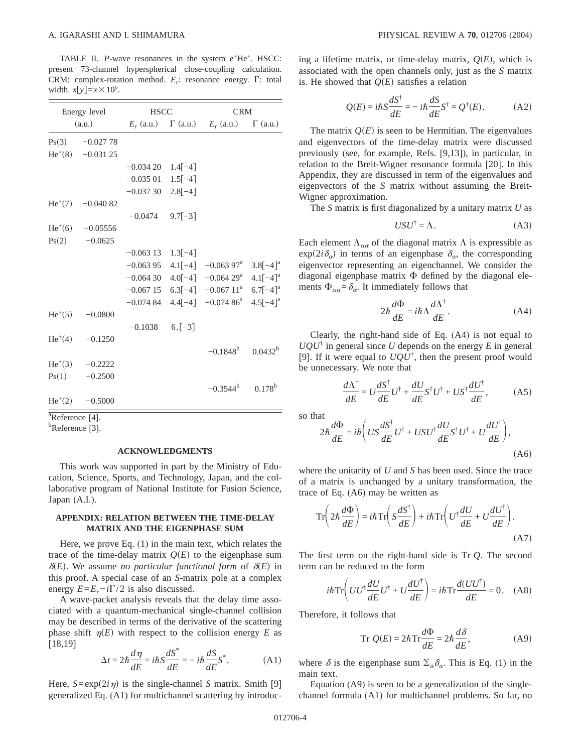TABLE II. *P*-wave resonances in the system $e^{+}$He$^{+}$. HSCC: present 73-channel hyperspherical close-coupling calculation. CRM: complex-rotation method. $E_r$: resonance energy. Γ: total width. $x[y]=x\times 10^{y}$.

| Energy level (a.u.) | | HSCC | | CRM | |
|---|---|---|---|---|---|
| | | $E_r$ (a.u.) | Γ (a.u.) | $E_r$ (a.u.) | Γ (a.u.) |
| Ps(3) | −0.027 78 | | | | |
| He$^{+}$(8) | −0.031 25 | | | | |
| | | −0.034 20 | 1.4[−4] | | |
| | | −0.035 01 | 1.5[−4] | | |
| | | −0.037 30 | 2.8[−4] | | |
| He$^{+}$(7) | −0.040 82 | | | | |
| | | −0.0474 | 9.7[−3] | | |
| He$^{+}$(6) | −0.05556 | | | | |
| Ps(2) | −0.0625 | | | | |
| | | −0.063 13 | 1.3[−4] | | |
| | | −0.063 95 | 4.1[−4] | −0.063 97[a] | 3.8[−4][a] |
| | | −0.064 30 | 4.0[−4] | −0.064 29[a] | 4.1[−4][a] |
| | | −0.067 15 | 6.3[−4] | −0.067 11[a] | 6.7[−4][a] |
| | | −0.074 84 | 4.4[−4] | −0.074 86[a] | 4.5[−4][a] |
| He$^{+}$(5) | −0.0800 | | | | |
| | | −0.1038 | 6.[−3] | | |
| He$^{+}$(4) | −0.1250 | | | | |
| | | | | −0.1848[b] | 0.0432[b] |
| He$^{+}$(3) | −0.2222 | | | | |
| Ps(1) | −0.2500 | | | | |
| | | | | −0.3544[b] | 0.178[b] |
| He$^{+}$(2) | −0.5000 | | | | |

[a]Reference [4].
[b]Reference [3].

## ACKNOWLEDGMENTS

This work was supported in part by the Ministry of Education, Science, Sports, and Technology, Japan, and the collaborative program of National Institute for Fusion Science, Japan (A.I.).

## APPENDIX: RELATION BETWEEN THE TIME-DELAY MATRIX AND THE EIGENPHASE SUM

Here, we prove Eq. (1) in the main text, which relates the trace of the time-delay matrix $Q(E)$ to the eigenphase sum $\delta(E)$. We assume *no particular functional form* of $\delta(E)$ in this proof. A special case of an *S*-matrix pole at a complex energy $E=E_r-i\Gamma/2$ is also discussed.

A wave-packet analysis reveals that the delay time associated with a quantum-mechanical single-channel collision may be described in terms of the derivative of the scattering phase shift $\eta(E)$ with respect to the collision energy $E$ as [18,19]

$$\Delta t = 2\hbar\frac{d\eta}{dE} = i\hbar S\frac{dS^{*}}{dE} = -i\hbar\frac{dS}{dE}S^{*}. \tag{A1}$$

Here, $S=\exp(2i\eta)$ is the single-channel *S* matrix. Smith [9] generalized Eq. (A1) for multichannel scattering by introducing a lifetime matrix, or time-delay matrix, $Q(E)$, which is associated with the open channels only, just as the *S* matrix is. He showed that $Q(E)$ satisfies a relation

$$Q(E) = i\hbar S\frac{dS^{\dagger}}{dE} = -i\hbar\frac{dS}{dE}S^{\dagger} = Q^{\dagger}(E). \tag{A2}$$

The matrix $Q(E)$ is seen to be Hermitian. The eigenvalues and eigenvectors of the time-delay matrix were discussed previously (see, for example, Refs. [9,13]), in particular, in relation to the Breit-Wigner resonance formula [20]. In this Appendix, they are discussed in term of the eigenvalues and eigenvectors of the *S* matrix without assuming the Breit-Wigner approximation.

The *S* matrix is first diagonalized by a unitary matrix $U$ as

$$USU^{\dagger} = \Lambda. \tag{A3}$$

Each element $\Lambda_{\alpha\alpha}$ of the diagonal matrix $\Lambda$ is expressible as $\exp(2i\delta_\alpha)$ in terms of an eigenphase $\delta_\alpha$, the corresponding eigenvector representing an eigenchannel. We consider the diagonal eigenphase matrix $\Phi$ defined by the diagonal elements $\Phi_{\alpha\alpha}=\delta_\alpha$. It immediately follows that

$$2\hbar\frac{d\Phi}{dE} = i\hbar\Lambda\frac{d\Lambda^{\dagger}}{dE}. \tag{A4}$$

Clearly, the right-hand side of Eq. (A4) is not equal to $UQU^{\dagger}$ in general since $U$ depends on the energy $E$ in general [9]. If it were equal to $UQU^{\dagger}$, then the present proof would be unnecessary. We note that

$$\frac{d\Lambda^{\dagger}}{dE} = U\frac{dS^{\dagger}}{dE}U^{\dagger} + \frac{dU}{dE}S^{\dagger}U^{\dagger} + US^{\dagger}\frac{dU^{\dagger}}{dE}, \tag{A5}$$

so that

$$2\hbar\frac{d\Phi}{dE} = i\hbar\left(US\frac{dS^{\dagger}}{dE}U^{\dagger} + USU^{\dagger}\frac{dU}{dE}S^{\dagger}U^{\dagger} + U\frac{dU^{\dagger}}{dE}\right), \tag{A6}$$

where the unitarity of $U$ and $S$ has been used. Since the trace of a matrix is unchanged by a unitary transformation, the trace of Eq. (A6) may be written as

$$\mathrm{Tr}\left(2\hbar\frac{d\Phi}{dE}\right) = i\hbar\,\mathrm{Tr}\left(S\frac{dS^{\dagger}}{dE}\right) + i\hbar\,\mathrm{Tr}\left(U^{\dagger}\frac{dU}{dE} + U\frac{dU^{\dagger}}{dE}\right). \tag{A7}$$

The first term on the right-hand side is Tr $Q$. The second term can be reduced to the form

$$i\hbar\,\mathrm{Tr}\left(UU^{\dagger}\frac{dU}{dE}U^{\dagger} + U\frac{dU^{\dagger}}{dE}\right) = i\hbar\,\mathrm{Tr}\frac{d(UU^{\dagger})}{dE} = 0. \tag{A8}$$

Therefore, it follows that

$$\mathrm{Tr}\;Q(E) = 2\hbar\,\mathrm{Tr}\frac{d\Phi}{dE} = 2\hbar\frac{d\delta}{dE}, \tag{A9}$$

where $\delta$ is the eigenphase sum $\Sigma_\alpha\delta_\alpha$. This is Eq. (1) in the main text.

Equation (A9) is seen to be a generalization of the single-channel formula (A1) for multichannel problems. So far, no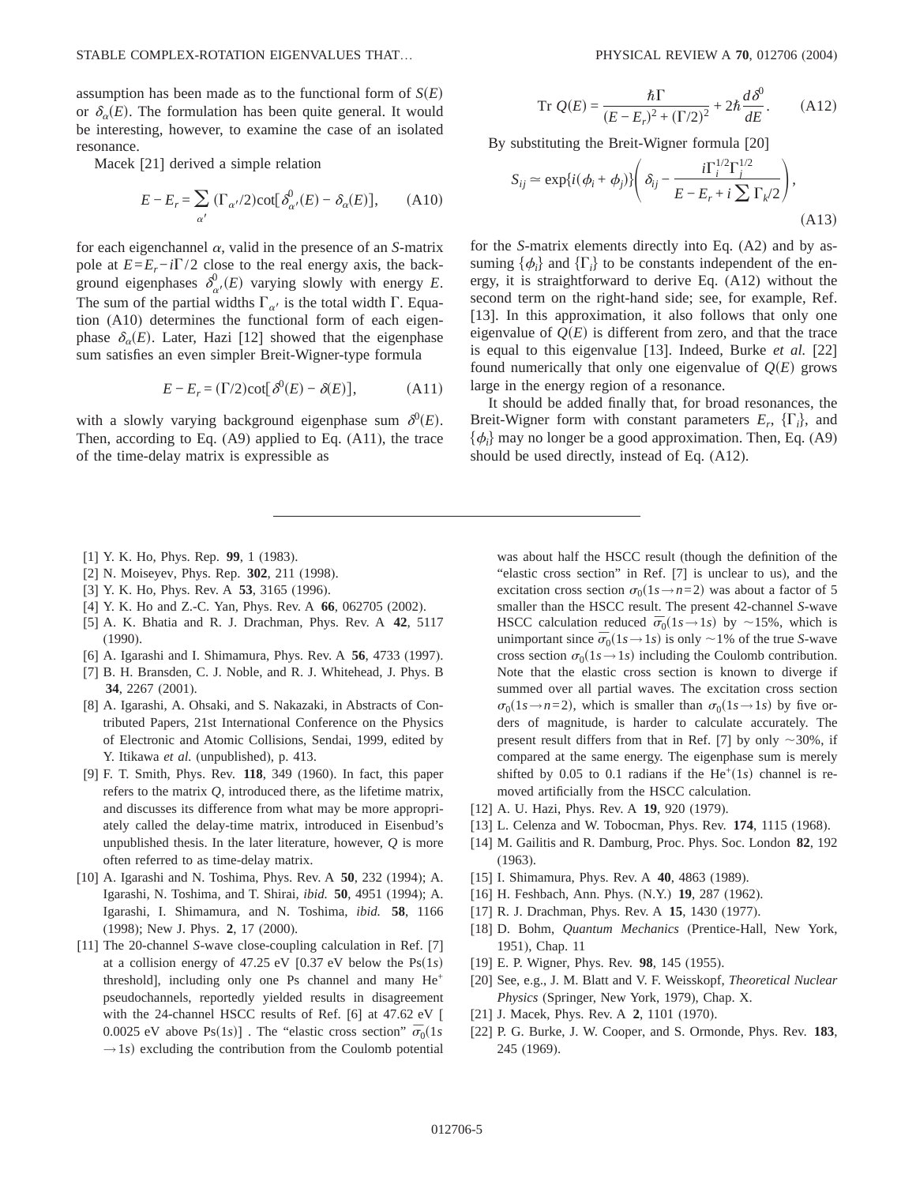assumption has been made as to the functional form of $S(E)$ or $\delta_\alpha(E)$. The formulation has been quite general. It would be interesting, however, to examine the case of an isolated resonance.

Macek [21] derived a simple relation

$$E - E_r = \sum_{\alpha'} (\Gamma_{\alpha'}/2)\cot[\delta^0_{\alpha'}(E) - \delta_\alpha(E)], \qquad \text{(A10)}$$

for each eigenchannel $\alpha$, valid in the presence of an $S$-matrix pole at $E=E_r - i\Gamma/2$ close to the real energy axis, the background eigenphases $\delta^0_{\alpha'}(E)$ varying slowly with energy $E$. The sum of the partial widths $\Gamma_{\alpha'}$ is the total width $\Gamma$. Equation (A10) determines the functional form of each eigenphase $\delta_\alpha(E)$. Later, Hazi [12] showed that the eigenphase sum satisfies an even simpler Breit-Wigner-type formula

$$E - E_r = (\Gamma/2)\cot[\delta^0(E) - \delta(E)], \qquad \text{(A11)}$$

with a slowly varying background eigenphase sum $\delta^0(E)$. Then, according to Eq. (A9) applied to Eq. (A11), the trace of the time-delay matrix is expressible as

$$\mathrm{Tr}\, Q(E) = \frac{\hbar\Gamma}{(E-E_r)^2 + (\Gamma/2)^2} + 2\hbar\frac{d\delta^0}{dE}. \qquad \text{(A12)}$$

By substituting the Breit-Wigner formula [20]

$$S_{ij} \simeq \exp\{i(\phi_i + \phi_j)\}\left(\delta_{ij} - \frac{i\Gamma_i^{1/2}\Gamma_j^{1/2}}{E - E_r + i\sum \Gamma_k/2}\right), \qquad \text{(A13)}$$

for the $S$-matrix elements directly into Eq. (A2) and by assuming $\{\phi_i\}$ and $\{\Gamma_i\}$ to be constants independent of the energy, it is straightforward to derive Eq. (A12) without the second term on the right-hand side; see, for example, Ref. [13]. In this approximation, it also follows that only one eigenvalue of $Q(E)$ is different from zero, and that the trace is equal to this eigenvalue [13]. Indeed, Burke *et al.* [22] found numerically that only one eigenvalue of $Q(E)$ grows large in the energy region of a resonance.

It should be added finally that, for broad resonances, the Breit-Wigner form with constant parameters $E_r$, $\{\Gamma_i\}$, and $\{\phi_i\}$ may no longer be a good approximation. Then, Eq. (A9) should be used directly, instead of Eq. (A12).

---

[1] Y. K. Ho, Phys. Rep. **99**, 1 (1983).

[2] N. Moiseyev, Phys. Rep. **302**, 211 (1998).

[3] Y. K. Ho, Phys. Rev. A **53**, 3165 (1996).

[4] Y. K. Ho and Z.-C. Yan, Phys. Rev. A **66**, 062705 (2002).

[5] A. K. Bhatia and R. J. Drachman, Phys. Rev. A **42**, 5117 (1990).

[6] A. Igarashi and I. Shimamura, Phys. Rev. A **56**, 4733 (1997).

[7] B. H. Bransden, C. J. Noble, and R. J. Whitehead, J. Phys. B **34**, 2267 (2001).

[8] A. Igarashi, A. Ohsaki, and S. Nakazaki, in Abstracts of Contributed Papers, 21st International Conference on the Physics of Electronic and Atomic Collisions, Sendai, 1999, edited by Y. Itikawa *et al.* (unpublished), p. 413.

[9] F. T. Smith, Phys. Rev. **118**, 349 (1960). In fact, this paper refers to the matrix $Q$, introduced there, as the lifetime matrix, and discusses its difference from what may be more appropriately called the delay-time matrix, introduced in Eisenbud's unpublished thesis. In the later literature, however, $Q$ is more often referred to as time-delay matrix.

[10] A. Igarashi and N. Toshima, Phys. Rev. A **50**, 232 (1994); A. Igarashi, N. Toshima, and T. Shirai, *ibid.* **50**, 4951 (1994); A. Igarashi, I. Shimamura, and N. Toshima, *ibid.* **58**, 1166 (1998); New J. Phys. **2**, 17 (2000).

[11] The 20-channel $S$-wave close-coupling calculation in Ref. [7] at a collision energy of 47.25 eV [0.37 eV below the Ps(1$s$) threshold], including only one Ps channel and many $He^+$ pseudochannels, reportedly yielded results in disagreement with the 24-channel HSCC results of Ref. [6] at 47.62 eV [0.0025 eV above Ps(1$s$)]. The "elastic cross section" $\bar{\sigma}_0(1s \to 1s)$ excluding the contribution from the Coulomb potential was about half the HSCC result (though the definition of the "elastic cross section" in Ref. [7] is unclear to us), and the excitation cross section $\sigma_0(1s \to n=2)$ was about a factor of 5 smaller than the HSCC result. The present 42-channel $S$-wave HSCC calculation reduced $\bar{\sigma}_0(1s \to 1s)$ by ~15%, which is unimportant since $\bar{\sigma}_0(1s \to 1s)$ is only ~1% of the true $S$-wave cross section $\sigma_0(1s \to 1s)$ including the Coulomb contribution. Note that the elastic cross section is known to diverge if summed over all partial waves. The excitation cross section $\sigma_0(1s \to n=2)$, which is smaller than $\sigma_0(1s \to 1s)$ by five orders of magnitude, is harder to calculate accurately. The present result differs from that in Ref. [7] by only ~30%, if compared at the same energy. The eigenphase sum is merely shifted by 0.05 to 0.1 radians if the $He^+(1s)$ channel is removed artificially from the HSCC calculation.

[12] A. U. Hazi, Phys. Rev. A **19**, 920 (1979).

[13] L. Celenza and W. Tobocman, Phys. Rev. **174**, 1115 (1968).

[14] M. Gailitis and R. Damburg, Proc. Phys. Soc. London **82**, 192 (1963).

[15] I. Shimamura, Phys. Rev. A **40**, 4863 (1989).

[16] H. Feshbach, Ann. Phys. (N.Y.) **19**, 287 (1962).

[17] R. J. Drachman, Phys. Rev. A **15**, 1430 (1977).

[18] D. Bohm, *Quantum Mechanics* (Prentice-Hall, New York, 1951), Chap. 11

[19] E. P. Wigner, Phys. Rev. **98**, 145 (1955).

[20] See, e.g., J. M. Blatt and V. F. Weisskopf, *Theoretical Nuclear Physics* (Springer, New York, 1979), Chap. X.

[21] J. Macek, Phys. Rev. A **2**, 1101 (1970).

[22] P. G. Burke, J. W. Cooper, and S. Ormonde, Phys. Rev. **183**, 245 (1969).